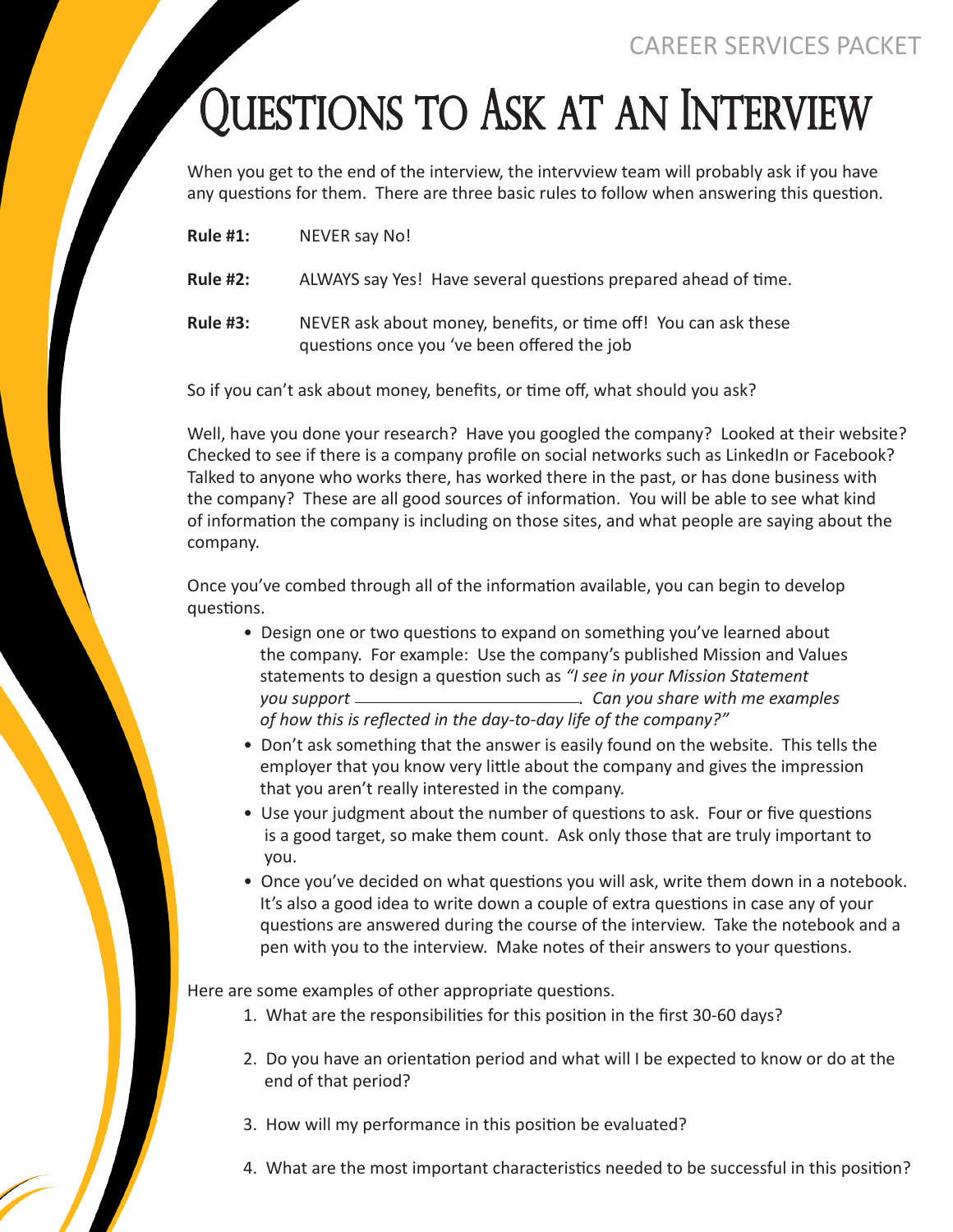# Questions to Ask at an Interview

When you get to the end of the interview, the intervview team will probably ask if you have any questions for them. There are three basic rules to follow when answering this question.

**Rule #1:** NEVER say No!

**Rule #2:** ALWAYS say Yes! Have several questions prepared ahead of time.

**Rule #3:** NEVER ask about money, benefits, or time off! You can ask these questions once you 've been offered the job

So if you can't ask about money, benefits, or time off, what should you ask?

Well, have you done your research? Have you googled the company? Looked at their website? Checked to see if there is a company profile on social networks such as LinkedIn or Facebook? Talked to anyone who works there, has worked there in the past, or has done business with the company? These are all good sources of information. You will be able to see what kind of information the company is including on those sites, and what people are saying about the company.

Once you've combed through all of the information available, you can begin to develop questions.

- Design one or two questions to expand on something you've learned about the company. For example: Use the company's published Mission and Values statements to design a question such as *"I see in your Mission Statement you support ______________________. Can you share with me examples of how this is reflected in the day-to-day life of the company?"*
- Don't ask something that the answer is easily found on the website. This tells the employer that you know very little about the company and gives the impression that you aren't really interested in the company.
- Use your judgment about the number of questions to ask. Four or five questions is a good target, so make them count. Ask only those that are truly important to you.
- Once you've decided on what questions you will ask, write them down in a notebook. It's also a good idea to write down a couple of extra questions in case any of your questions are answered during the course of the interview. Take the notebook and a pen with you to the interview. Make notes of their answers to your questions.

Here are some examples of other appropriate questions.

1. What are the responsibilities for this position in the first 30-60 days?
2. Do you have an orientation period and what will I be expected to know or do at the end of that period?
3. How will my performance in this position be evaluated?
4. What are the most important characteristics needed to be successful in this position?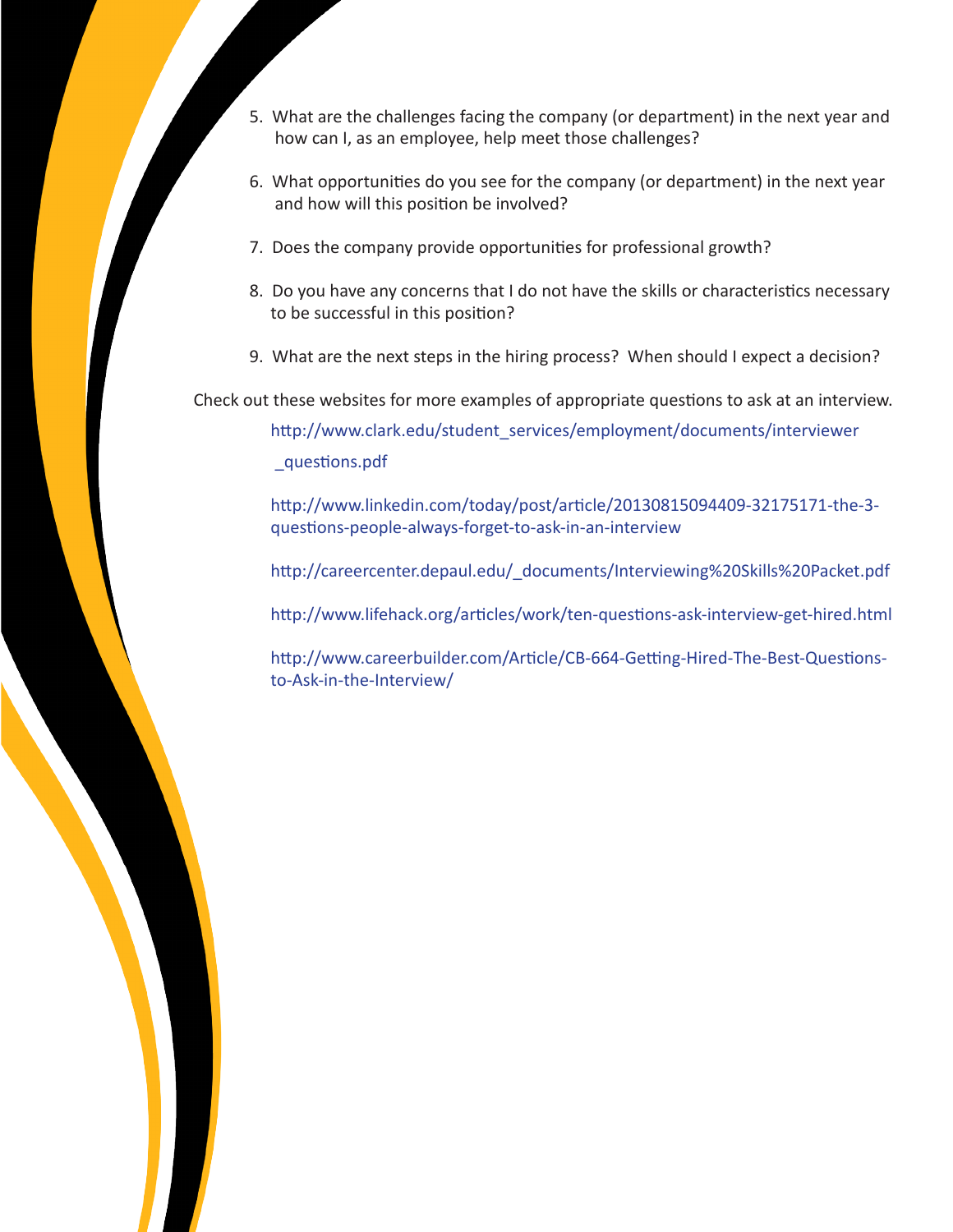5. What are the challenges facing the company (or department) in the next year and how can I, as an employee, help meet those challenges?

6. What opportunities do you see for the company (or department) in the next year and how will this position be involved?

7. Does the company provide opportunities for professional growth?

8. Do you have any concerns that I do not have the skills or characteristics necessary to be successful in this position?

9. What are the next steps in the hiring process? When should I expect a decision?

Check out these websites for more examples of appropriate questions to ask at an interview.

http://www.clark.edu/student_services/employment/documents/interviewer_questions.pdf

http://www.linkedin.com/today/post/article/20130815094409-32175171-the-3-questions-people-always-forget-to-ask-in-an-interview

http://careercenter.depaul.edu/_documents/Interviewing%20Skills%20Packet.pdf

http://www.lifehack.org/articles/work/ten-questions-ask-interview-get-hired.html

http://www.careerbuilder.com/Article/CB-664-Getting-Hired-The-Best-Questions-to-Ask-in-the-Interview/